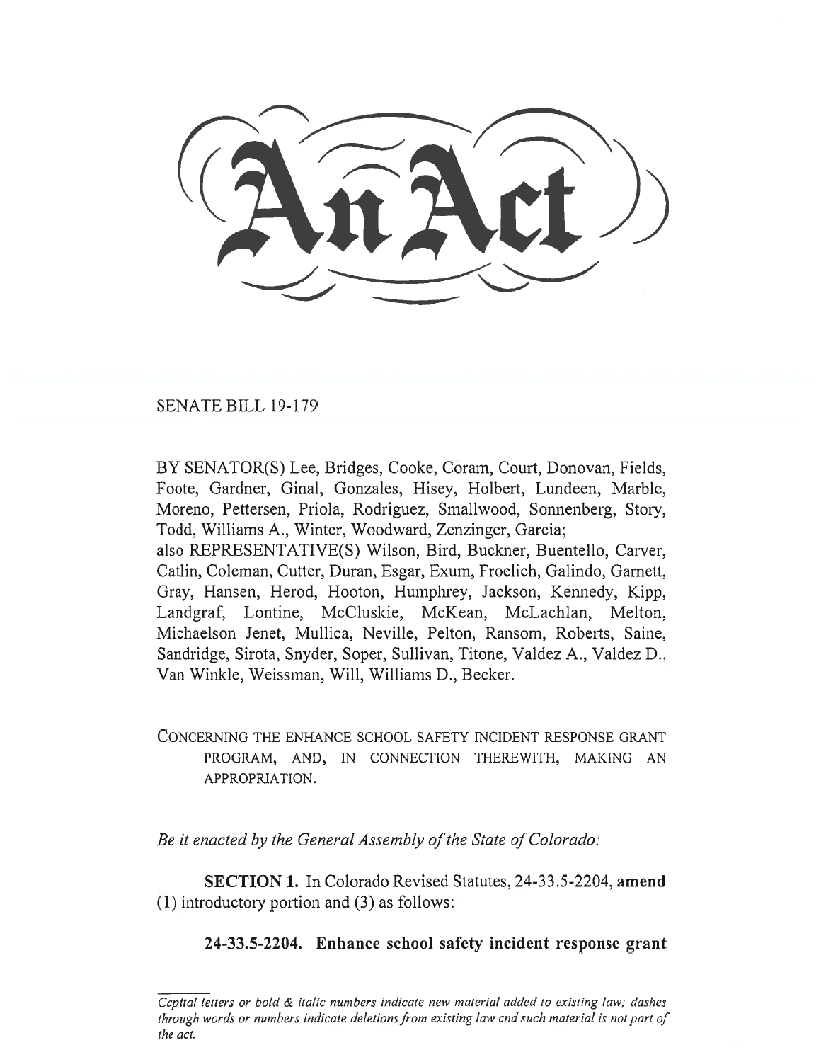# An Act

SENATE BILL 19-179

BY SENATOR(S) Lee, Bridges, Cooke, Coram, Court, Donovan, Fields, Foote, Gardner, Ginal, Gonzales, Hisey, Holbert, Lundeen, Marble, Moreno, Pettersen, Priola, Rodriguez, Smallwood, Sonnenberg, Story, Todd, Williams A., Winter, Woodward, Zenzinger, Garcia;
also REPRESENTATIVE(S) Wilson, Bird, Buckner, Buentello, Carver, Catlin, Coleman, Cutter, Duran, Esgar, Exum, Froelich, Galindo, Garnett, Gray, Hansen, Herod, Hooton, Humphrey, Jackson, Kennedy, Kipp, Landgraf, Lontine, McCluskie, McKean, McLachlan, Melton, Michaelson Jenet, Mullica, Neville, Pelton, Ransom, Roberts, Saine, Sandridge, Sirota, Snyder, Soper, Sullivan, Titone, Valdez A., Valdez D., Van Winkle, Weissman, Will, Williams D., Becker.

CONCERNING THE ENHANCE SCHOOL SAFETY INCIDENT RESPONSE GRANT PROGRAM, AND, IN CONNECTION THEREWITH, MAKING AN APPROPRIATION.

*Be it enacted by the General Assembly of the State of Colorado:*

**SECTION 1.** In Colorado Revised Statutes, 24-33.5-2204, **amend** (1) introductory portion and (3) as follows:

**24-33.5-2204. Enhance school safety incident response grant**

*Capital letters or bold & italic numbers indicate new material added to existing law; dashes through words or numbers indicate deletions from existing law and such material is not part of the act.*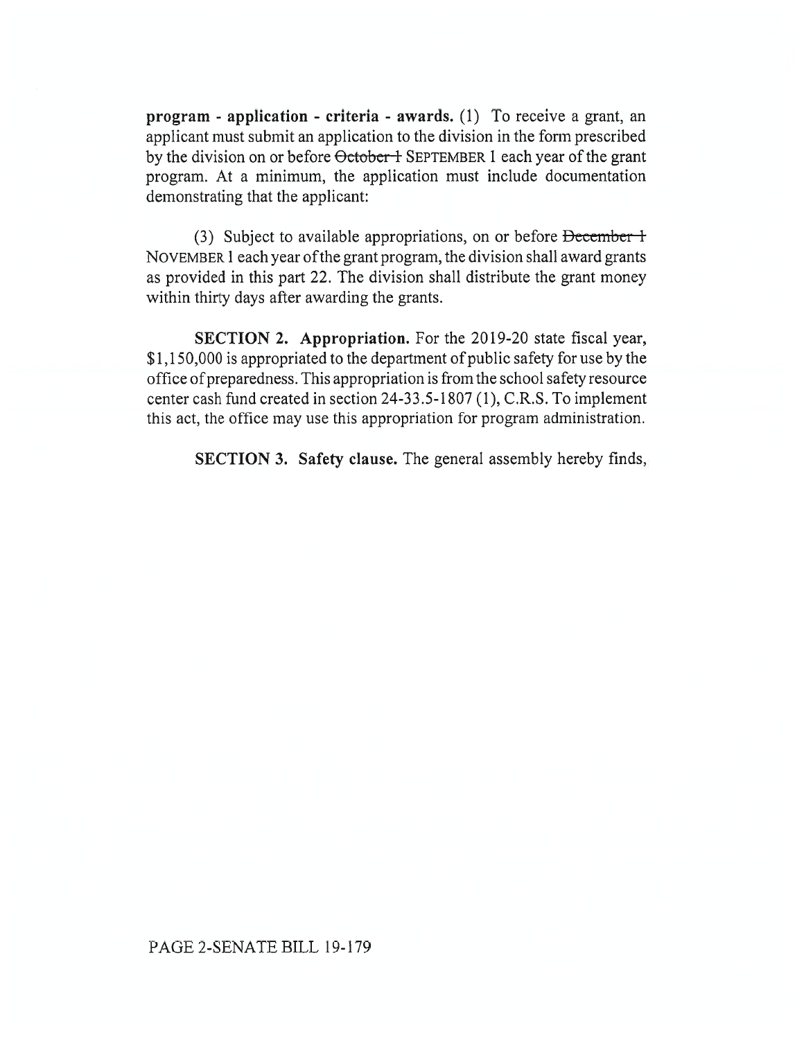**program - application - criteria - awards.** (1) To receive a grant, an applicant must submit an application to the division in the form prescribed by the division on or before ~~October 1~~ SEPTEMBER 1 each year of the grant program. At a minimum, the application must include documentation demonstrating that the applicant:

(3) Subject to available appropriations, on or before ~~December 1~~ NOVEMBER 1 each year of the grant program, the division shall award grants as provided in this part 22. The division shall distribute the grant money within thirty days after awarding the grants.

**SECTION 2. Appropriation.** For the 2019-20 state fiscal year, $1,150,000 is appropriated to the department of public safety for use by the office of preparedness. This appropriation is from the school safety resource center cash fund created in section 24-33.5-1807 (1), C.R.S. To implement this act, the office may use this appropriation for program administration.

**SECTION 3. Safety clause.** The general assembly hereby finds,

PAGE 2-SENATE BILL 19-179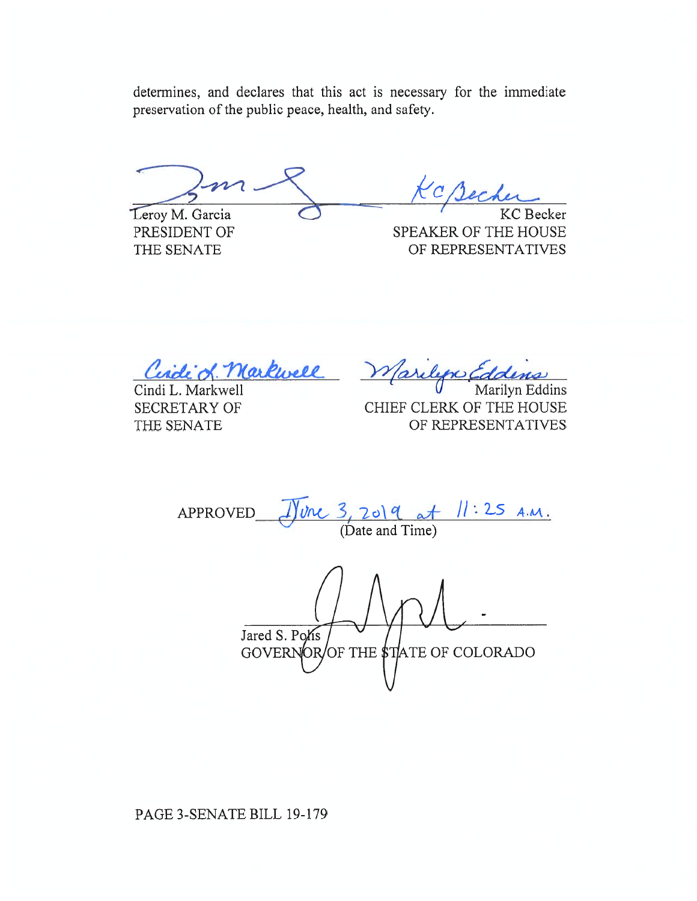determines, and declares that this act is necessary for the immediate preservation of the public peace, health, and safety.

Leroy M. Garcia
PRESIDENT OF
THE SENATE

KC Becker
SPEAKER OF THE HOUSE
OF REPRESENTATIVES

Cindi L. Markwell
SECRETARY OF
THE SENATE

Marilyn Eddins
CHIEF CLERK OF THE HOUSE
OF REPRESENTATIVES

APPROVED June 3, 2019 at 11:25 A.M.
(Date and Time)

Jared S. Polis
GOVERNOR OF THE STATE OF COLORADO

PAGE 3-SENATE BILL 19-179